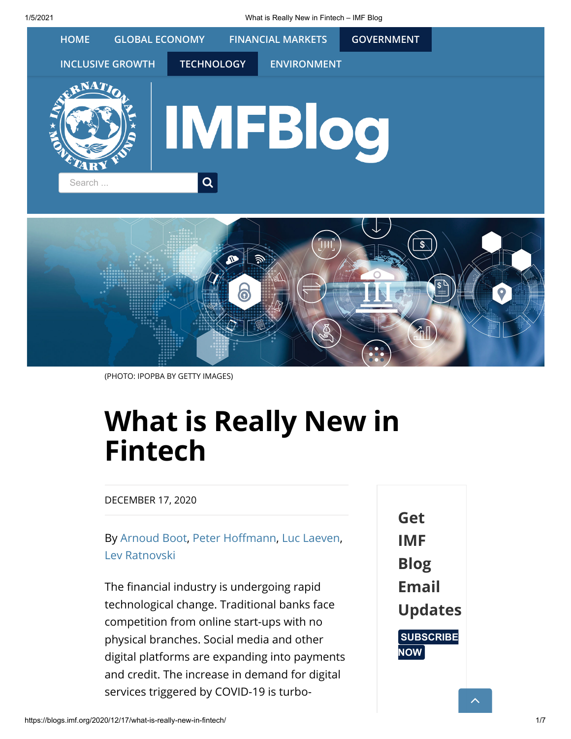HOME GLOBAL ECONOMY FINANCIAL MARKETS GOVERNMENT INCLUSIVE GROWTH TECHNOLOGY ENVIRONMENT

IMFBlog

(PHOTO: IPOPBA BY GETTY IMAGES)

# What is Really New in Fintech

DECEMBER 17, 2020

By Arnoud Boot, Peter Hoffmann, Luc Laeven, Lev Ratnovski

The financial industry is undergoing rapid technological change. Traditional banks face competition from online start-ups with no physical branches. Social media and other digital platforms are expanding into payments and credit. The increase in demand for digital services triggered by COVID-19 is turbo-

**Get IMF Blog Email Updates**

SUBSCRIBE NOW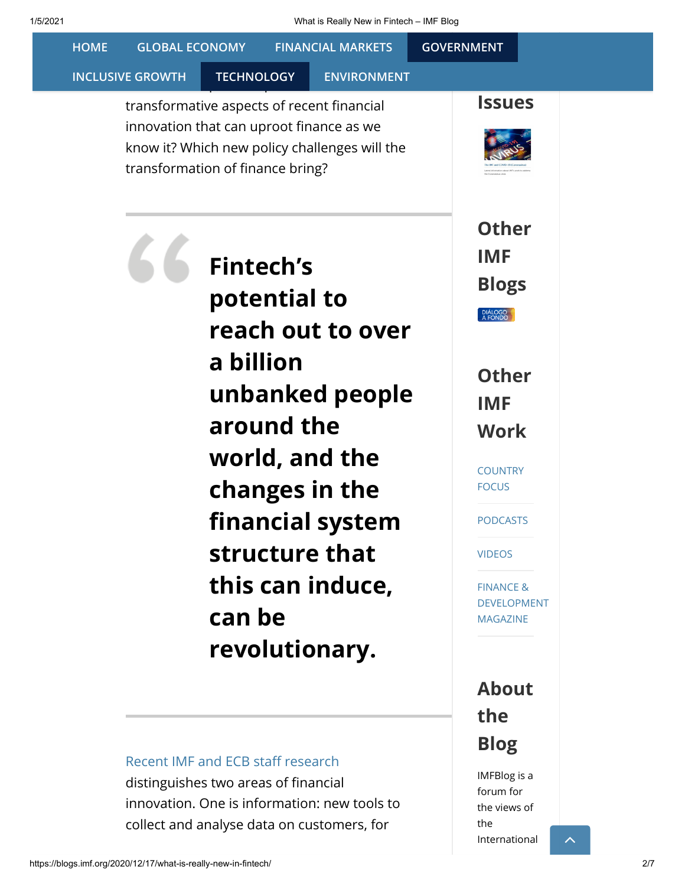transformative aspects of recent financial innovation that can uproot finance as we know it? Which new policy challenges will the transformation of finance bring?

> **Fintech's potential to reach out to over a billion unbanked people around the world, and the changes in the financial system structure that this can induce, can be revolutionary.**

Recent IMF and ECB staff research distinguishes two areas of financial innovation. One is information: new tools to collect and analyse data on customers, for

## Issues

## Other IMF Blogs

## Other IMF Work

- COUNTRY FOCUS
- PODCASTS
- VIDEOS
- FINANCE & DEVELOPMENT MAGAZINE

## About the Blog

IMFBlog is a forum for the views of the International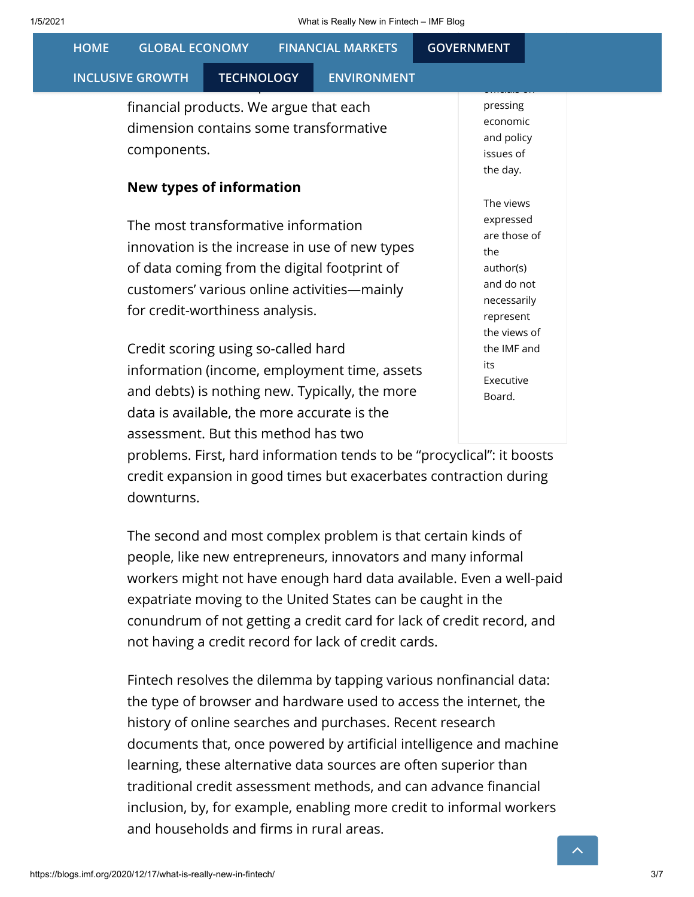financial products. We argue that each dimension contains some transformative components.

### New types of information

The most transformative information innovation is the increase in use of new types of data coming from the digital footprint of customers' various online activities—mainly for credit-worthiness analysis.

Credit scoring using so-called hard information (income, employment time, assets and debts) is nothing new. Typically, the more data is available, the more accurate is the assessment. But this method has two problems. First, hard information tends to be "procyclical": it boosts credit expansion in good times but exacerbates contraction during downturns.

The second and most complex problem is that certain kinds of people, like new entrepreneurs, innovators and many informal workers might not have enough hard data available. Even a well-paid expatriate moving to the United States can be caught in the conundrum of not getting a credit card for lack of credit record, and not having a credit record for lack of credit cards.

Fintech resolves the dilemma by tapping various nonfinancial data: the type of browser and hardware used to access the internet, the history of online searches and purchases. Recent research documents that, once powered by artificial intelligence and machine learning, these alternative data sources are often superior than traditional credit assessment methods, and can advance financial inclusion, by, for example, enabling more credit to informal workers and households and firms in rural areas.

pressing economic and policy issues of the day.

The views expressed are those of the author(s) and do not necessarily represent the views of the IMF and its Executive Board.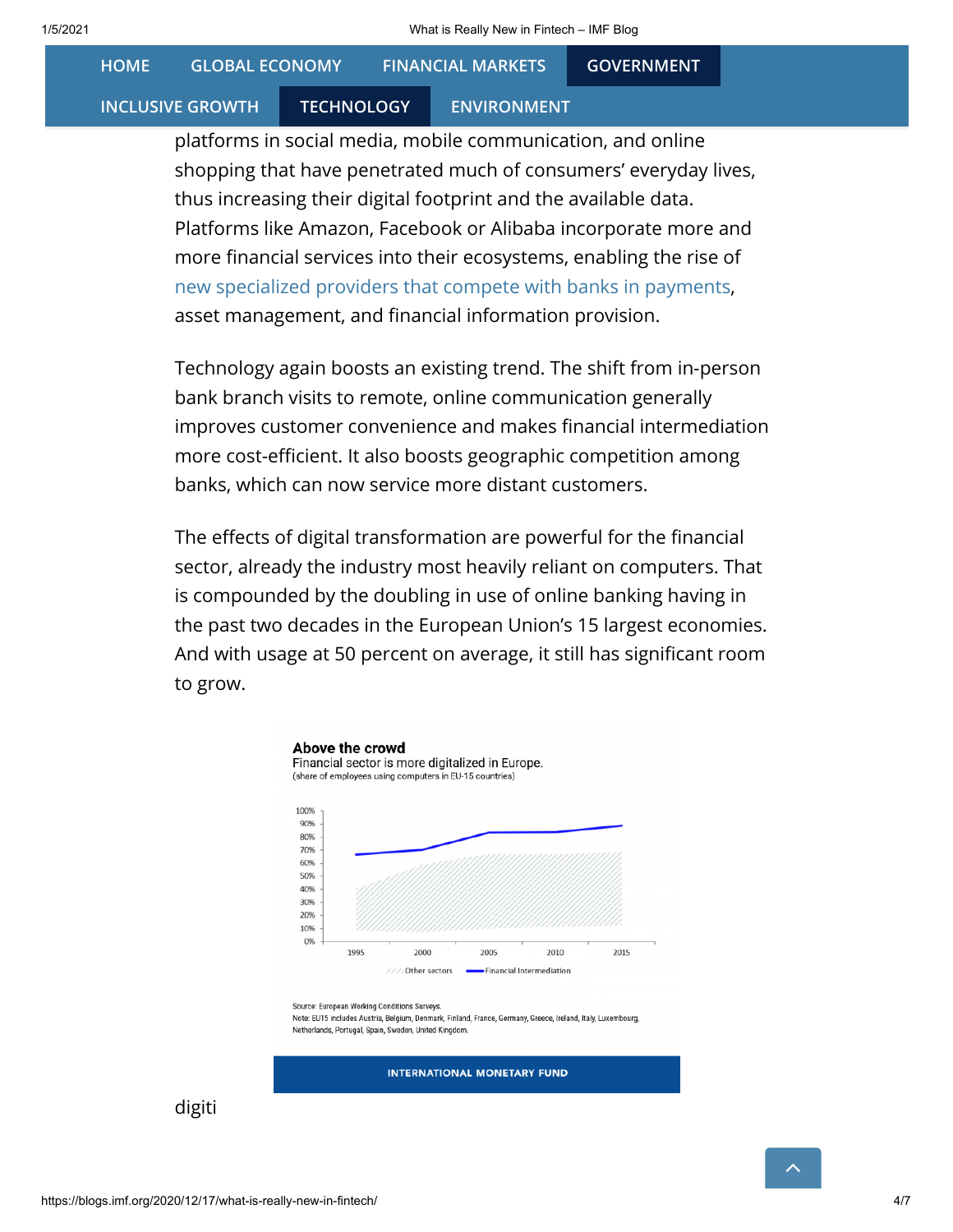platforms in social media, mobile communication, and online shopping that have penetrated much of consumers' everyday lives, thus increasing their digital footprint and the available data. Platforms like Amazon, Facebook or Alibaba incorporate more and more financial services into their ecosystems, enabling the rise of new specialized providers that compete with banks in payments, asset management, and financial information provision.

Technology again boosts an existing trend. The shift from in-person bank branch visits to remote, online communication generally improves customer convenience and makes financial intermediation more cost-efficient. It also boosts geographic competition among banks, which can now service more distant customers.

The effects of digital transformation are powerful for the financial sector, already the industry most heavily reliant on computers. That is compounded by the doubling in use of online banking having in the past two decades in the European Union's 15 largest economies. And with usage at 50 percent on average, it still has significant room to grow.

**Above the crowd**
Financial sector is more digitalized in Europe.
(share of employees using computers in EU-15 countries)

Other sectors — Financial Intermediation

Source: European Working Conditions Surveys.
Note: EU15 includes Austria, Belgium, Denmark, Finland, France, Germany, Greece, Ireland, Italy, Luxembourg, Netherlands, Portugal, Spain, Sweden, United Kingdom.

INTERNATIONAL MONETARY FUND

digiti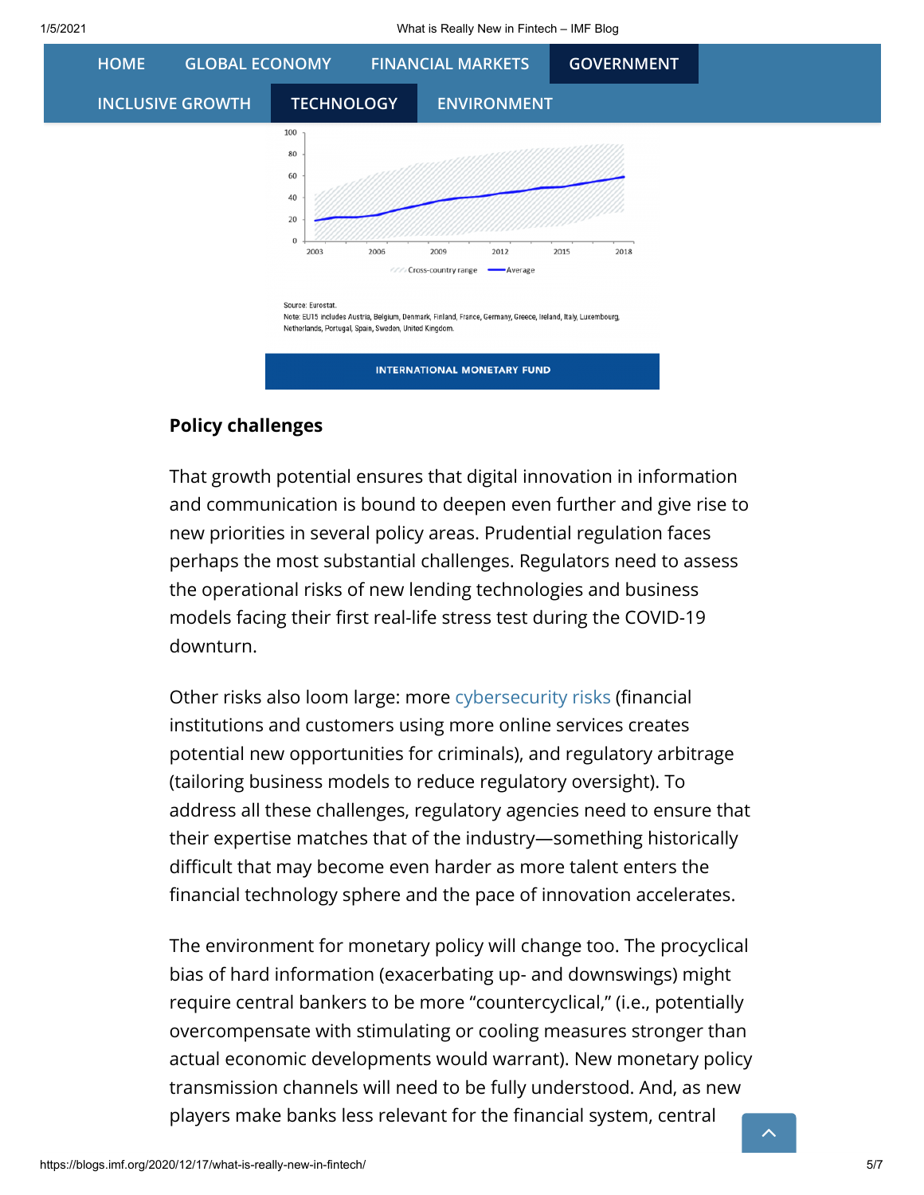Source: Eurostat.
Note: EU15 includes Austria, Belgium, Denmark, Finland, France, Germany, Greece, Ireland, Italy, Luxembourg, Netherlands, Portugal, Spain, Sweden, United Kingdom.

INTERNATIONAL MONETARY FUND

**Policy challenges**

That growth potential ensures that digital innovation in information and communication is bound to deepen even further and give rise to new priorities in several policy areas. Prudential regulation faces perhaps the most substantial challenges. Regulators need to assess the operational risks of new lending technologies and business models facing their first real-life stress test during the COVID-19 downturn.

Other risks also loom large: more cybersecurity risks (financial institutions and customers using more online services creates potential new opportunities for criminals), and regulatory arbitrage (tailoring business models to reduce regulatory oversight). To address all these challenges, regulatory agencies need to ensure that their expertise matches that of the industry—something historically difficult that may become even harder as more talent enters the financial technology sphere and the pace of innovation accelerates.

The environment for monetary policy will change too. The procyclical bias of hard information (exacerbating up- and downswings) might require central bankers to be more "countercyclical," (i.e., potentially overcompensate with stimulating or cooling measures stronger than actual economic developments would warrant). New monetary policy transmission channels will need to be fully understood. And, as new players make banks less relevant for the financial system, central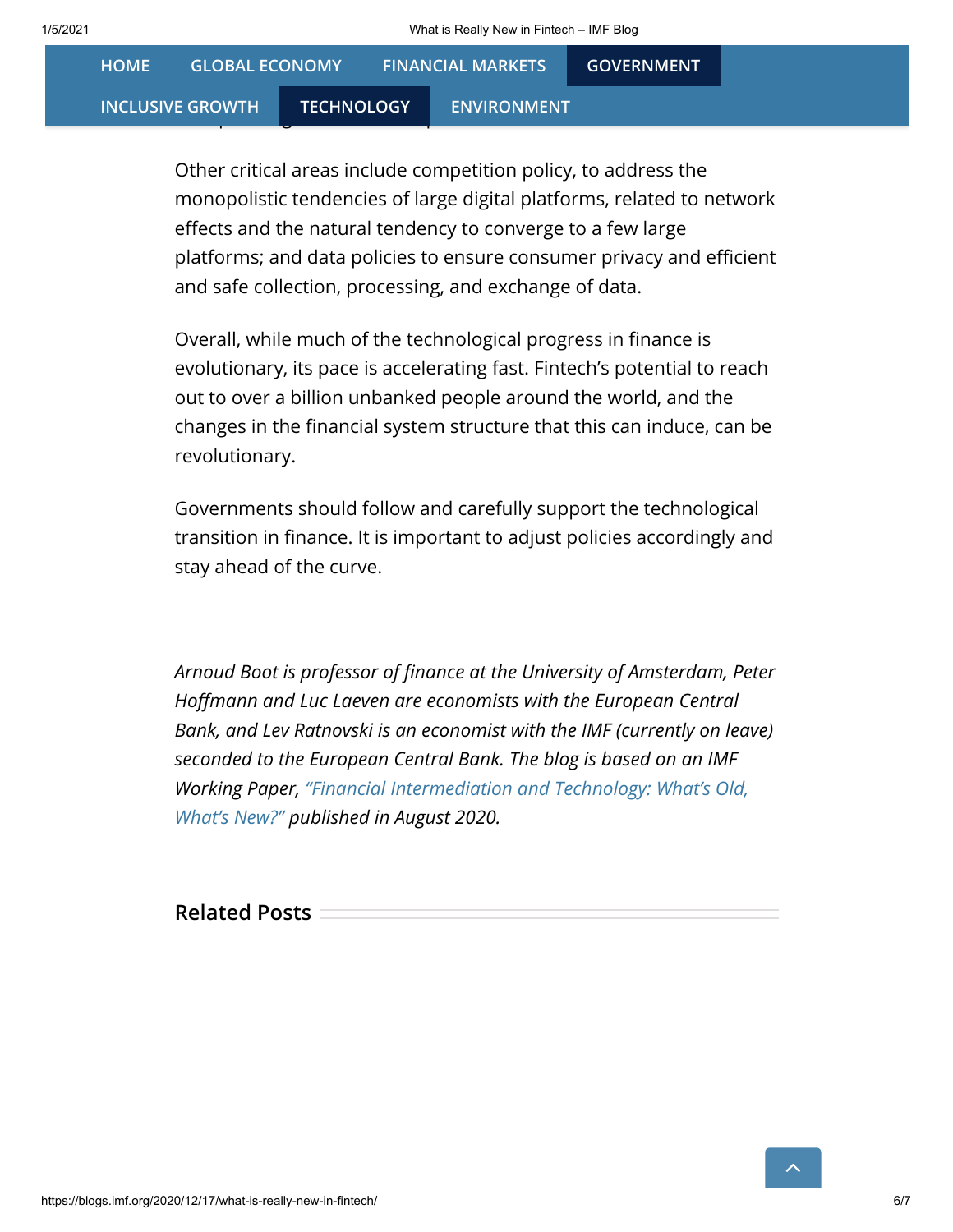Other critical areas include competition policy, to address the monopolistic tendencies of large digital platforms, related to network effects and the natural tendency to converge to a few large platforms; and data policies to ensure consumer privacy and efficient and safe collection, processing, and exchange of data.

Overall, while much of the technological progress in finance is evolutionary, its pace is accelerating fast. Fintech's potential to reach out to over a billion unbanked people around the world, and the changes in the financial system structure that this can induce, can be revolutionary.

Governments should follow and carefully support the technological transition in finance. It is important to adjust policies accordingly and stay ahead of the curve.

*Arnoud Boot is professor of finance at the University of Amsterdam, Peter Hoffmann and Luc Laeven are economists with the European Central Bank, and Lev Ratnovski is an economist with the IMF (currently on leave) seconded to the European Central Bank. The blog is based on an IMF Working Paper, "Financial Intermediation and Technology: What's Old, What's New?" published in August 2020.*

## Related Posts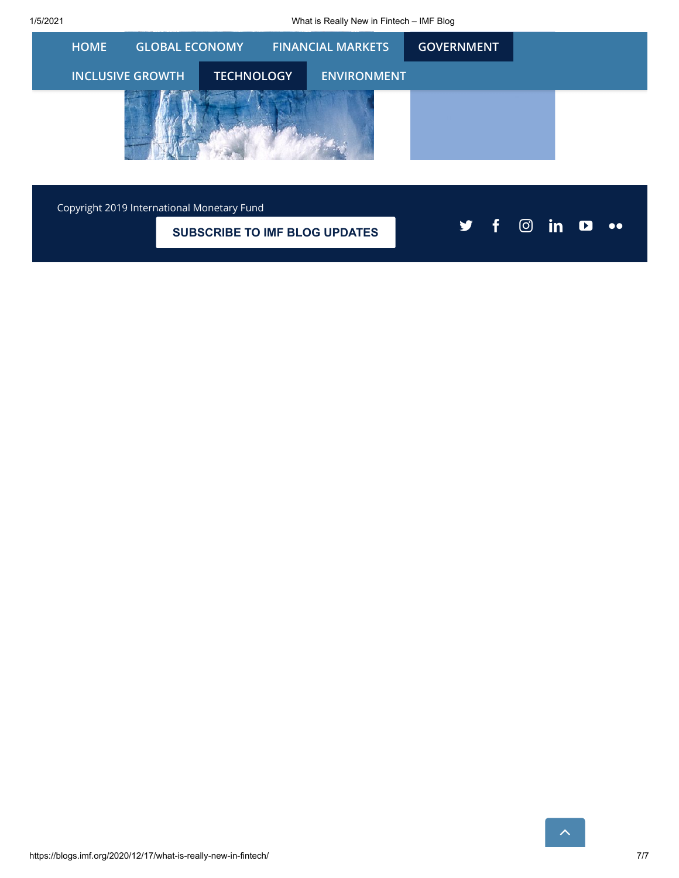HOME GLOBAL ECONOMY FINANCIAL MARKETS GOVERNMENT

INCLUSIVE GROWTH TECHNOLOGY ENVIRONMENT

Copyright 2019 International Monetary Fund

SUBSCRIBE TO IMF BLOG UPDATES